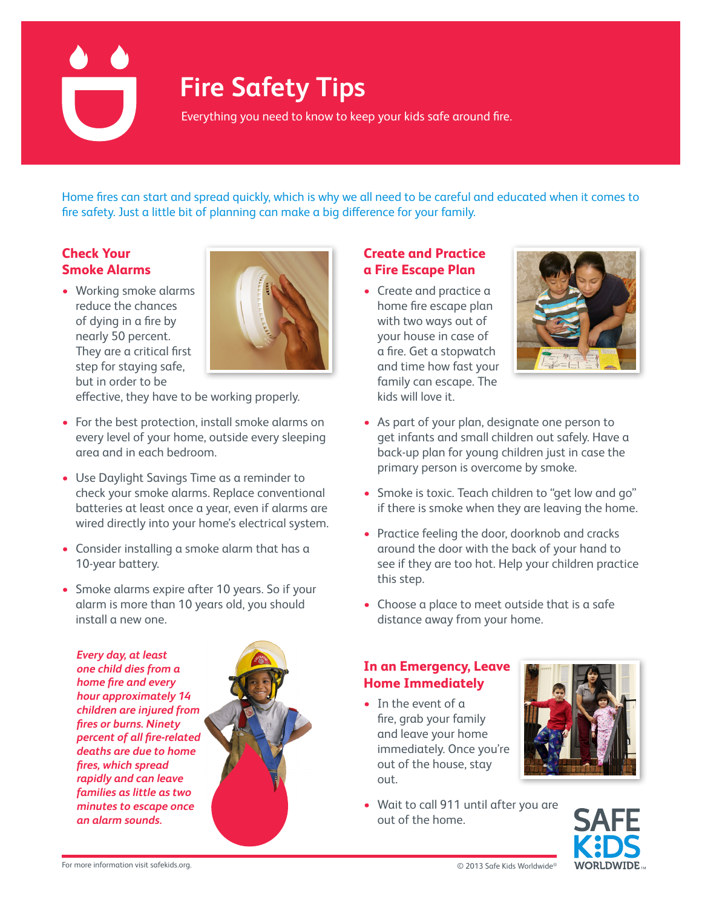# Fire Safety Tips

Everything you need to know to keep your kids safe around fire.

Home fires can start and spread quickly, which is why we all need to be careful and educated when it comes to fire safety. Just a little bit of planning can make a big difference for your family.

## Check Your Smoke Alarms

- Working smoke alarms reduce the chances of dying in a fire by nearly 50 percent. They are a critical first step for staying safe, but in order to be effective, they have to be working properly.
- For the best protection, install smoke alarms on every level of your home, outside every sleeping area and in each bedroom.
- Use Daylight Savings Time as a reminder to check your smoke alarms. Replace conventional batteries at least once a year, even if alarms are wired directly into your home's electrical system.
- Consider installing a smoke alarm that has a 10-year battery.
- Smoke alarms expire after 10 years. So if your alarm is more than 10 years old, you should install a new one.

***Every day, at least one child dies from a home fire and every hour approximately 14 children are injured from fires or burns. Ninety percent of all fire-related deaths are due to home fires, which spread rapidly and can leave families as little as two minutes to escape once an alarm sounds.***

## Create and Practice a Fire Escape Plan

- Create and practice a home fire escape plan with two ways out of your house in case of a fire. Get a stopwatch and time how fast your family can escape. The kids will love it.
- As part of your plan, designate one person to get infants and small children out safely. Have a back-up plan for young children just in case the primary person is overcome by smoke.
- Smoke is toxic. Teach children to "get low and go" if there is smoke when they are leaving the home.
- Practice feeling the door, doorknob and cracks around the door with the back of your hand to see if they are too hot. Help your children practice this step.
- Choose a place to meet outside that is a safe distance away from your home.

## In an Emergency, Leave Home Immediately

- In the event of a fire, grab your family and leave your home immediately. Once you're out of the house, stay out.
- Wait to call 911 until after you are out of the home.

SAFE KIDS WORLDWIDE

For more information visit safekids.org.

© 2013 Safe Kids Worldwide®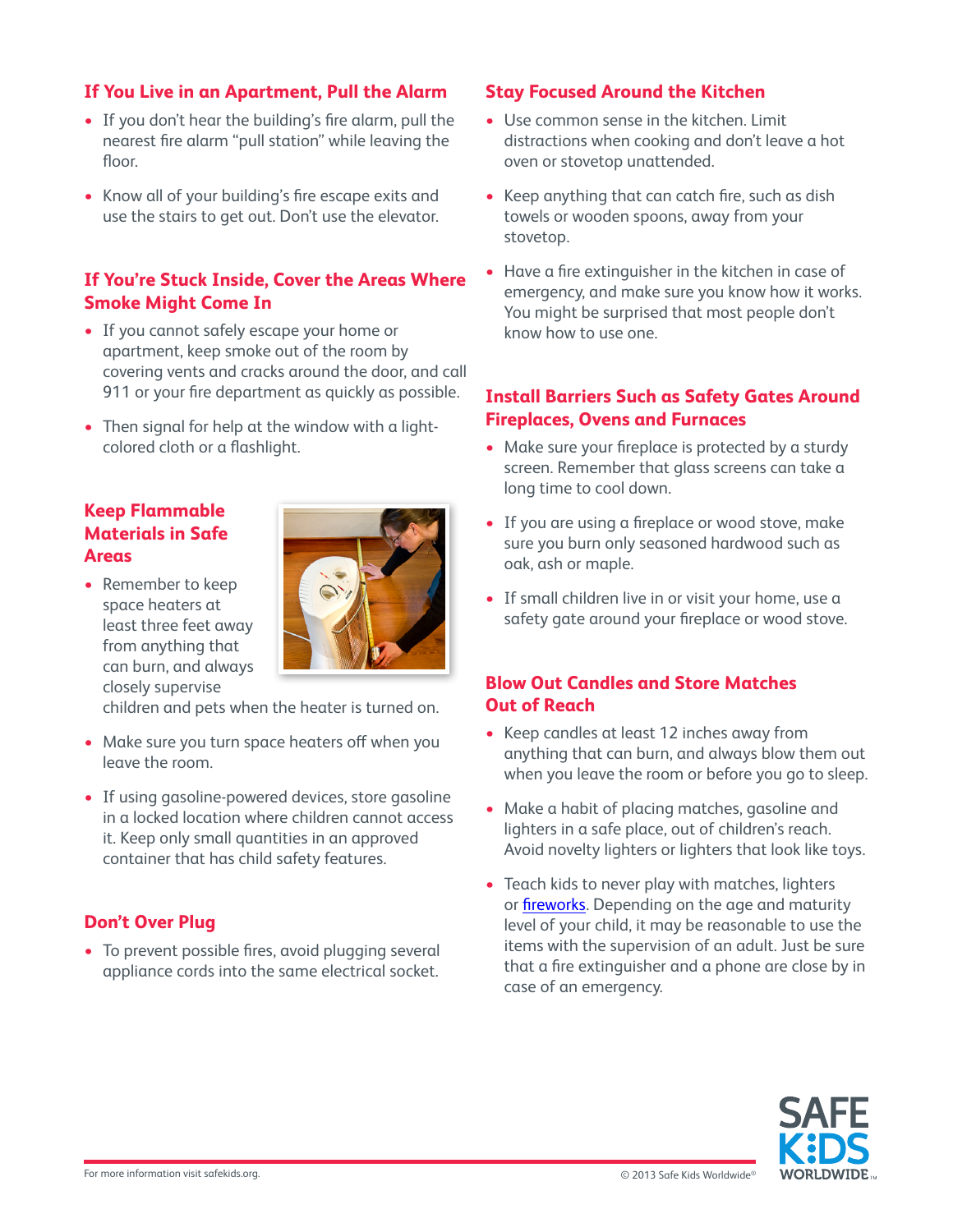## If You Live in an Apartment, Pull the Alarm

- If you don't hear the building's fire alarm, pull the nearest fire alarm "pull station" while leaving the floor.
- Know all of your building's fire escape exits and use the stairs to get out. Don't use the elevator.

## If You're Stuck Inside, Cover the Areas Where Smoke Might Come In

- If you cannot safely escape your home or apartment, keep smoke out of the room by covering vents and cracks around the door, and call 911 or your fire department as quickly as possible.
- Then signal for help at the window with a light-colored cloth or a flashlight.

## Keep Flammable Materials in Safe Areas

- Remember to keep space heaters at least three feet away from anything that can burn, and always closely supervise children and pets when the heater is turned on.
- Make sure you turn space heaters off when you leave the room.
- If using gasoline-powered devices, store gasoline in a locked location where children cannot access it. Keep only small quantities in an approved container that has child safety features.

## Don't Over Plug

- To prevent possible fires, avoid plugging several appliance cords into the same electrical socket.

## Stay Focused Around the Kitchen

- Use common sense in the kitchen. Limit distractions when cooking and don't leave a hot oven or stovetop unattended.
- Keep anything that can catch fire, such as dish towels or wooden spoons, away from your stovetop.
- Have a fire extinguisher in the kitchen in case of emergency, and make sure you know how it works. You might be surprised that most people don't know how to use one.

## Install Barriers Such as Safety Gates Around Fireplaces, Ovens and Furnaces

- Make sure your fireplace is protected by a sturdy screen. Remember that glass screens can take a long time to cool down.
- If you are using a fireplace or wood stove, make sure you burn only seasoned hardwood such as oak, ash or maple.
- If small children live in or visit your home, use a safety gate around your fireplace or wood stove.

## Blow Out Candles and Store Matches Out of Reach

- Keep candles at least 12 inches away from anything that can burn, and always blow them out when you leave the room or before you go to sleep.
- Make a habit of placing matches, gasoline and lighters in a safe place, out of children's reach. Avoid novelty lighters or lighters that look like toys.
- Teach kids to never play with matches, lighters or fireworks. Depending on the age and maturity level of your child, it may be reasonable to use the items with the supervision of an adult. Just be sure that a fire extinguisher and a phone are close by in case of an emergency.

For more information visit safekids.org.

© 2013 Safe Kids Worldwide®